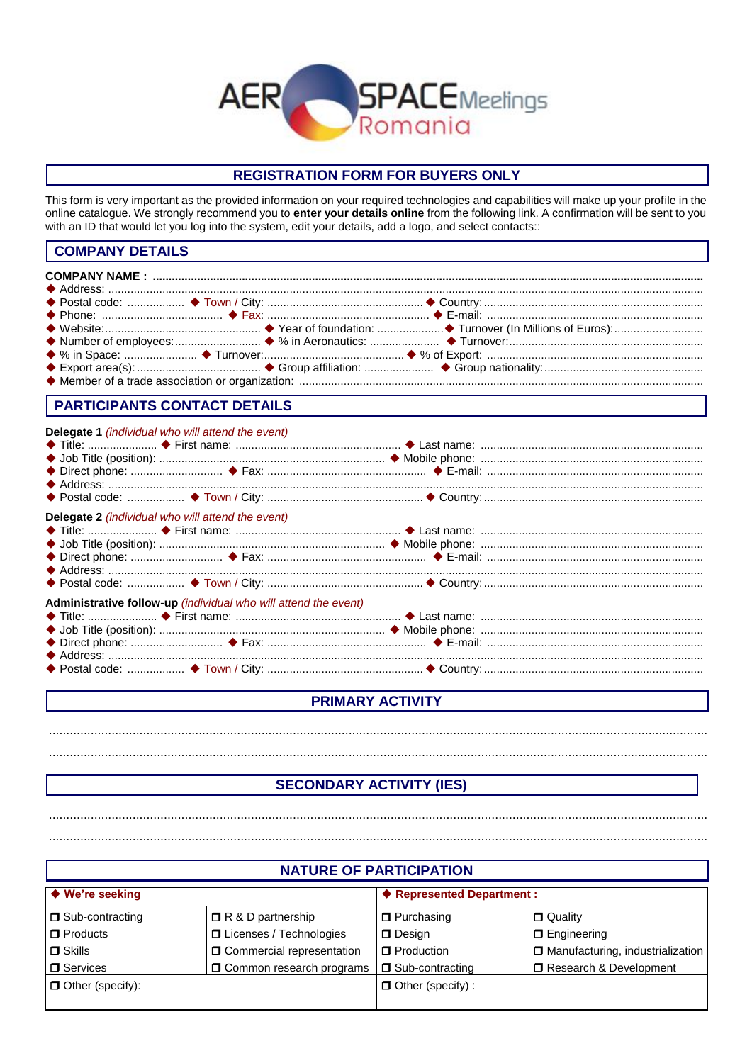AEROSPACE Meetings Romania

## REGISTRATION FORM FOR BUYERS ONLY

This form is very important as the provided information on your required technologies and capabilities will make up your profile in the online catalogue. We strongly recommend you to **enter your details online** from the following link. A confirmation will be sent to you with an ID that would let you log into the system, edit your details, add a logo, and select contacts::

## COMPANY DETAILS

**COMPANY NAME :** ..................................................................................................................

◆ Address: ..................................................................................................................

◆ Postal code: .................. ◆ Town / City: ................................................ ◆ Country: ....................................................

◆ Phone: ..................................... ◆ Fax: .................................................. ◆ E-mail: ...................................................

◆ Website:................................................. ◆ Year of foundation: ....................◆ Turnover (In Millions of Euros):............................

◆ Number of employees:........................... ◆ % in Aeronautics: ...................... ◆ Turnover:.............................................

◆ % in Space: ....................... ◆ Turnover:........................................... ◆ % of Export: ...................................................

◆ Export area(s):...................................... ◆ Group affiliation: ..................... ◆ Group nationality:..............................................

◆ Member of a trade association or organization: ..................................................................................................

## PARTICIPANTS CONTACT DETAILS

**Delegate 1** *(individual who will attend the event)*

◆ Title: ...................... ◆ First name: ................................................... ◆ Last name: .....................................................

◆ Job Title (position): ...................................................................... ◆ Mobile phone: .....................................................

◆ Direct phone: ............................. ◆ Fax: ................................................. ◆ E-mail: ...................................................

◆ Address: ..................................................................................................................

◆ Postal code: .................. ◆ Town / City: ................................................ ◆ Country: ....................................................

**Delegate 2** *(individual who will attend the event)*

◆ Title: ...................... ◆ First name: ................................................... ◆ Last name: .....................................................

◆ Job Title (position): ...................................................................... ◆ Mobile phone: .....................................................

◆ Direct phone: ............................. ◆ Fax: ................................................. ◆ E-mail: ...................................................

◆ Address: ..................................................................................................................

◆ Postal code: .................. ◆ Town / City: ................................................ ◆ Country: ....................................................

**Administrative follow-up** *(individual who will attend the event)*

◆ Title: ...................... ◆ First name: ................................................... ◆ Last name: .....................................................

◆ Job Title (position): ...................................................................... ◆ Mobile phone: .....................................................

◆ Direct phone: ............................. ◆ Fax: ................................................. ◆ E-mail: ...................................................

◆ Address: ..................................................................................................................

◆ Postal code: .................. ◆ Town / City: ................................................ ◆ Country: ....................................................

## PRIMARY ACTIVITY

..................................................................................................................

..................................................................................................................

## SECONDARY ACTIVITY (IES)

..................................................................................................................

..................................................................................................................

## NATURE OF PARTICIPATION

| ◆ We're seeking | | ◆ Represented Department : | |
|---|---|---|---|
| ❐ Sub-contracting | ❐ R & D partnership | ❐ Purchasing | ❐ Quality |
| ❐ Products | ❐ Licenses / Technologies | ❐ Design | ❐ Engineering |
| ❐ Skills | ❐ Commercial representation | ❐ Production | ❐ Manufacturing, industrialization |
| ❐ Services | ❐ Common research programs | ❐ Sub-contracting | ❐ Research & Development |
| ❐ Other (specify): | | ❐ Other (specify) : | |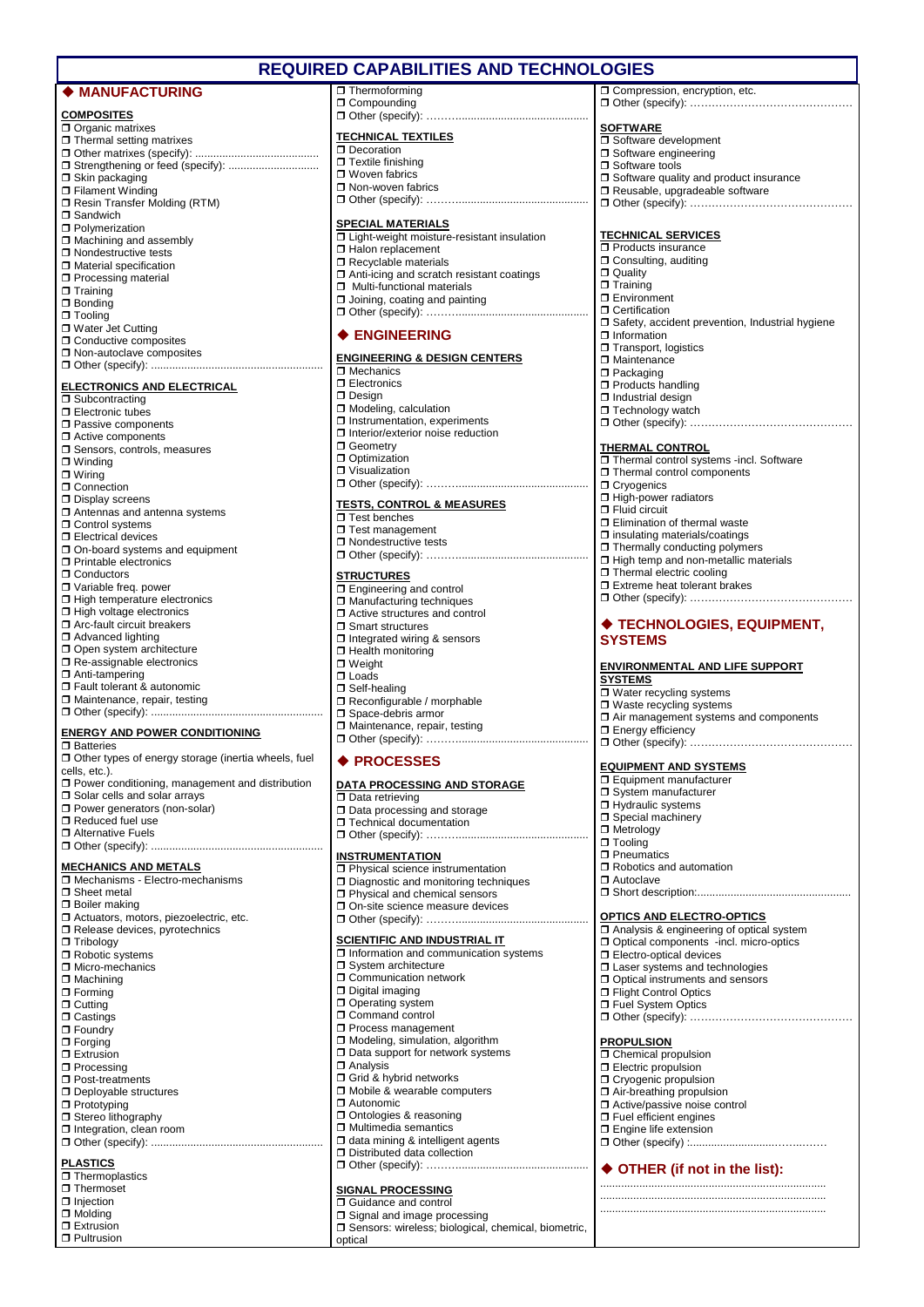# REQUIRED CAPABILITIES AND TECHNOLOGIES

## ◆ MANUFACTURING

### COMPOSITES

- ❒ Organic matrixes
- ❒ Thermal setting matrixes
- ❒ Other matrixes (specify): ........................................
- ❒ Strengthening or feed (specify): .............................
- ❒ Skin packaging
- ❒ Filament Winding
- ❒ Resin Transfer Molding (RTM)
- ❒ Sandwich
- ❒ Polymerization
- ❒ Machining and assembly
- ❒ Nondestructive tests
- ❒ Material specification
- ❒ Processing material
- ❒ Training
- ❒ Bonding
- ❒ Tooling
- ❒ Water Jet Cutting
- ❒ Conductive composites
- ❒ Non-autoclave composites
- ❒ Other (specify): .......................................................

### ELECTRONICS AND ELECTRICAL

- ❒ Subcontracting
- ❒ Electronic tubes
- ❒ Passive components
- ❒ Active components
- ❒ Sensors, controls, measures
- ❒ Winding
- ❒ Wiring
- ❒ Connection
- ❒ Display screens
- ❒ Antennas and antenna systems
- ❒ Control systems
- ❒ Electrical devices
- ❒ On-board systems and equipment
- ❒ Printable electronics
- ❒ Conductors
- ❒ Variable freq. power
- ❒ High temperature electronics
- ❒ High voltage electronics
- ❒ Arc-fault circuit breakers
- ❒ Advanced lighting
- ❒ Open system architecture
- ❒ Re-assignable electronics
- ❒ Anti-tampering
- ❒ Fault tolerant & autonomic
- ❒ Maintenance, repair, testing
- ❒ Other (specify): .......................................................

### ENERGY AND POWER CONDITIONING

- ❒ Batteries
- ❒ Other types of energy storage (inertia wheels, fuel cells, etc.).
- ❒ Power conditioning, management and distribution
- ❒ Solar cells and solar arrays
- ❒ Power generators (non-solar)
- ❒ Reduced fuel use
- ❒ Alternative Fuels
- ❒ Other (specify): .......................................................

### MECHANICS AND METALS

- ❒ Mechanisms - Electro-mechanisms
- ❒ Sheet metal
- ❒ Boiler making
- ❒ Actuators, motors, piezoelectric, etc.
- ❒ Release devices, pyrotechnics
- ❒ Tribology
- ❒ Robotic systems
- ❒ Micro-mechanics
- ❒ Machining
- ❒ Forming
- ❒ Cutting
- ❒ Castings
- ❒ Foundry
- ❒ Forging
- ❒ Extrusion
- ❒ Processing
- ❒ Post-treatments
- ❒ Deployable structures
- ❒ Prototyping
- ❒ Stereo lithography
- ❒ Integration, clean room
- ❒ Other (specify): .......................................................

### PLASTICS

- ❒ Thermoplastics
- ❒ Thermoset
- ❒ Injection
- ❒ Molding
- ❒ Extrusion
- ❒ Pultrusion
- ❒ Thermoforming
- ❒ Compounding
- ❒ Other (specify): .......................................................

### TECHNICAL TEXTILES

- ❒ Decoration
- ❒ Textile finishing
- ❒ Woven fabrics
- ❒ Non-woven fabrics
- ❒ Other (specify): .......................................................

### SPECIAL MATERIALS

- ❒ Light-weight moisture-resistant insulation
- ❒ Halon replacement
- ❒ Recyclable materials
- ❒ Anti-icing and scratch resistant coatings
- ❒ Multi-functional materials
- ❒ Joining, coating and painting
- ❒ Other (specify): .......................................................

## ◆ ENGINEERING

### ENGINEERING & DESIGN CENTERS

- ❒ Mechanics
- ❒ Electronics
- ❒ Design
- ❒ Modeling, calculation
- ❒ Instrumentation, experiments
- ❒ Interior/exterior noise reduction
- ❒ Geometry
- ❒ Optimization
- ❒ Visualization
- ❒ Other (specify): .......................................................

### TESTS, CONTROL & MEASURES

- ❒ Test benches
- ❒ Test management
- ❒ Nondestructive tests
- ❒ Other (specify): .......................................................

### STRUCTURES

- ❒ Engineering and control
- ❒ Manufacturing techniques
- ❒ Active structures and control
- ❒ Smart structures
- ❒ Integrated wiring & sensors
- ❒ Health monitoring
- ❒ Weight
- ❒ Loads
- ❒ Self-healing
- ❒ Reconfigurable / morphable
- ❒ Space-debris armor
- ❒ Maintenance, repair, testing
- ❒ Other (specify): .......................................................

## ◆ PROCESSES

### DATA PROCESSING AND STORAGE

- ❒ Data retrieving
- ❒ Data processing and storage
- ❒ Technical documentation
- ❒ Other (specify): .......................................................

### INSTRUMENTATION

- ❒ Physical science instrumentation
- ❒ Diagnostic and monitoring techniques
- ❒ Physical and chemical sensors
- ❒ On-site science measure devices
- ❒ Other (specify): .......................................................

### SCIENTIFIC AND INDUSTRIAL IT

- ❒ Information and communication systems
- ❒ System architecture
- ❒ Communication network
- ❒ Digital imaging
- ❒ Operating system
- ❒ Command control
- ❒ Process management
- ❒ Modeling, simulation, algorithm
- ❒ Data support for network systems
- ❒ Analysis
- ❒ Grid & hybrid networks
- ❒ Mobile & wearable computers
- ❒ Autonomic
- ❒ Ontologies & reasoning
- ❒ Multimedia semantics
- ❒ data mining & intelligent agents
- ❒ Distributed data collection
- ❒ Other (specify): .......................................................

### SIGNAL PROCESSING

- ❒ Guidance and control
- ❒ Signal and image processing
- ❒ Sensors: wireless; biological, chemical, biometric, optical
- ❒ Compression, encryption, etc.
- ❒ Other (specify): .............................................

### SOFTWARE

- ❒ Software development
- ❒ Software engineering
- ❒ Software tools
- ❒ Software quality and product insurance
- ❒ Reusable, upgradeable software
- ❒ Other (specify): .............................................

### TECHNICAL SERVICES

- ❒ Products insurance
- ❒ Consulting, auditing
- ❒ Quality
- ❒ Training
- ❒ Environment
- ❒ Certification
- ❒ Safety, accident prevention, Industrial hygiene
- ❒ Information
- ❒ Transport, logistics
- ❒ Maintenance
- ❒ Packaging
- ❒ Products handling
- ❒ Industrial design
- ❒ Technology watch
- ❒ Other (specify): .............................................

### THERMAL CONTROL

- ❒ Thermal control systems -incl. Software
- ❒ Thermal control components
- ❒ Cryogenics
- ❒ High-power radiators
- ❒ Fluid circuit
- ❒ Elimination of thermal waste
- ❒ insulating materials/coatings
- ❒ Thermally conducting polymers
- ❒ High temp and non-metallic materials
- ❒ Thermal electric cooling
- ❒ Extreme heat tolerant brakes
- ❒ Other (specify): .............................................

## ◆ TECHNOLOGIES, EQUIPMENT, SYSTEMS

### ENVIRONMENTAL AND LIFE SUPPORT SYSTEMS

- ❒ Water recycling systems
- ❒ Waste recycling systems
- ❒ Air management systems and components
- ❒ Energy efficiency
- ❒ Other (specify): .............................................

### EQUIPMENT AND SYSTEMS

- ❒ Equipment manufacturer
- ❒ System manufacturer
- ❒ Hydraulic systems
- ❒ Special machinery
- ❒ Metrology
- ❒ Tooling
- ❒ Pneumatics
- ❒ Robotics and automation
- ❒ Autoclave
- ❒ Short description:..................................................

### OPTICS AND ELECTRO-OPTICS

- ❒ Analysis & engineering of optical system
- ❒ Optical components -incl. micro-optics
- ❒ Electro-optical devices
- ❒ Laser systems and technologies
- ❒ Optical instruments and sensors
- ❒ Flight Control Optics
- ❒ Fuel System Optics
- ❒ Other (specify): .............................................

### PROPULSION

- ❒ Chemical propulsion
- ❒ Electric propulsion
- ❒ Cryogenic propulsion
- ❒ Air-breathing propulsion
- ❒ Active/passive noise control
- ❒ Fuel efficient engines
- ❒ Engine life extension
- ❒ Other (specify) :.........................................

## ◆ OTHER (if not in the list):

..........................................................................

..........................................................................

..........................................................................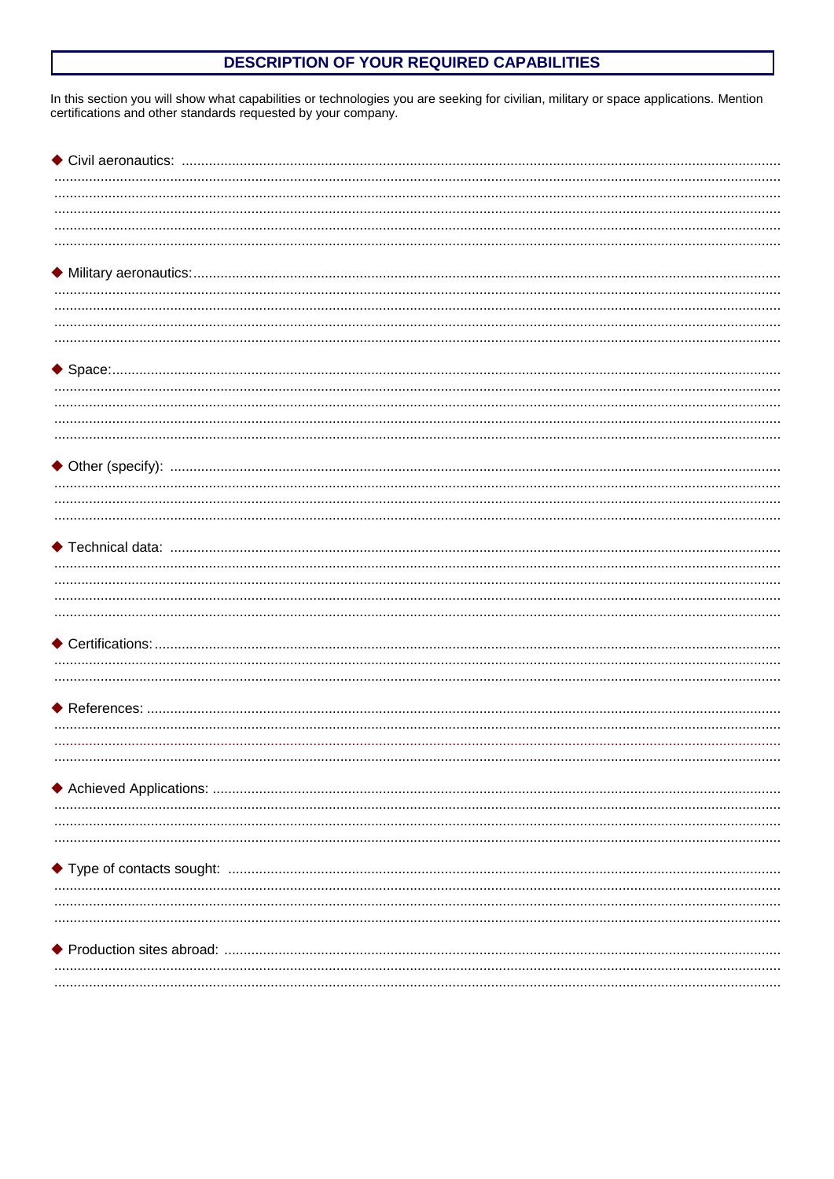## DESCRIPTION OF YOUR REQUIRED CAPABILITIES

In this section you will show what capabilities or technologies you are seeking for civilian, military or space applications. Mention certifications and other standards requested by your company.

- Civil aeronautics:

- Military aeronautics:

- Space:

- Other (specify):

- Technical data:

- Certifications:

- References:

- Achieved Applications:

- Type of contacts sought:

- Production sites abroad: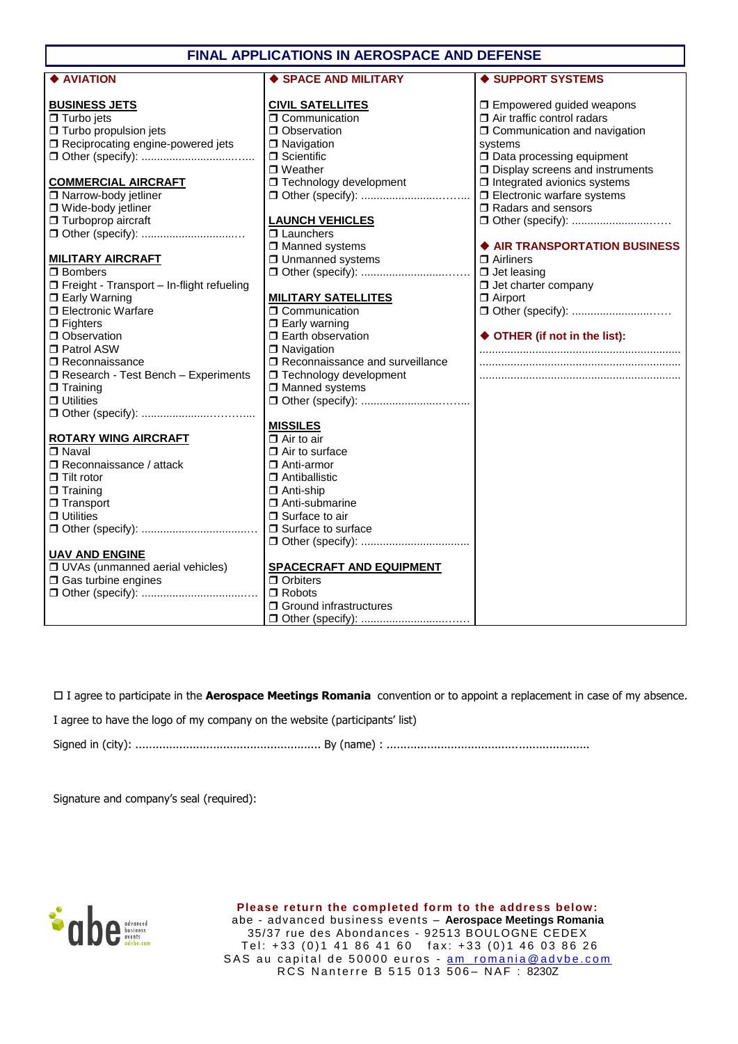## FINAL APPLICATIONS IN AEROSPACE AND DEFENSE

### ◆ AVIATION

**BUSINESS JETS**
- ❒ Turbo jets
- ❒ Turbo propulsion jets
- ❒ Reciprocating engine-powered jets
- ❒ Other (specify): ………………………….....

**COMMERCIAL AIRCRAFT**
- ❒ Narrow-body jetliner
- ❒ Wide-body jetliner
- ❒ Turboprop aircraft
- ❒ Other (specify): …………………………...

**MILITARY AIRCRAFT**
- ❒ Bombers
- ❒ Freight - Transport – In-flight refueling
- ❒ Early Warning
- ❒ Electronic Warfare
- ❒ Fighters
- ❒ Observation
- ❒ Patrol ASW
- ❒ Reconnaissance
- ❒ Research - Test Bench – Experiments
- ❒ Training
- ❒ Utilities
- ❒ Other (specify): ……………………………...

**ROTARY WING AIRCRAFT**
- ❒ Naval
- ❒ Reconnaissance / attack
- ❒ Tilt rotor
- ❒ Training
- ❒ Transport
- ❒ Utilities
- ❒ Other (specify): ……………………………….

**UAV AND ENGINE**
- ❒ UVAs (unmanned aerial vehicles)
- ❒ Gas turbine engines
- ❒ Other (specify): ……………………………….

### ◆ SPACE AND MILITARY

**CIVIL SATELLITES**
- ❒ Communication
- ❒ Observation
- ❒ Navigation
- ❒ Scientific
- ❒ Weather
- ❒ Technology development
- ❒ Other (specify): ……………………………...

**LAUNCH VEHICLES**
- ❒ Launchers
- ❒ Manned systems
- ❒ Unmanned systems
- ❒ Other (specify): ……………………………...

**MILITARY SATELLITES**
- ❒ Communication
- ❒ Early warning
- ❒ Earth observation
- ❒ Navigation
- ❒ Reconnaissance and surveillance
- ❒ Technology development
- ❒ Manned systems
- ❒ Other (specify): ……………………………...

**MISSILES**
- ❒ Air to air
- ❒ Air to surface
- ❒ Anti-armor
- ❒ Antiballistic
- ❒ Anti-ship
- ❒ Anti-submarine
- ❒ Surface to air
- ❒ Surface to surface
- ❒ Other (specify): ……………………………..

**SPACECRAFT AND EQUIPMENT**
- ❒ Orbiters
- ❒ Robots
- ❒ Ground infrastructures
- ❒ Other (specify): ……………………………..

### ◆ SUPPORT SYSTEMS

- ❒ Empowered guided weapons
- ❒ Air traffic control radars
- ❒ Communication and navigation systems
- ❒ Data processing equipment
- ❒ Display screens and instruments
- ❒ Integrated avionics systems
- ❒ Electronic warfare systems
- ❒ Radars and sensors
- ❒ Other (specify): ……………………………

### ◆ AIR TRANSPORTATION BUSINESS

- ❒ Airliners
- ❒ Jet leasing
- ❒ Jet charter company
- ❒ Airport
- ❒ Other (specify): ……………………………

### ◆ OTHER (if not in the list):

……………………………………………………………
……………………………………………………………
……………………………………………………………

---

☐ I agree to participate in the **Aerospace Meetings Romania** convention or to appoint a replacement in case of my absence.

I agree to have the logo of my company on the website (participants' list)

Signed in (city): …………………………………………….. By (name) : ……………………………………………………

Signature and company's seal (required):

**Please return the completed form to the address below:**
abe - advanced business events – **Aerospace Meetings Romania**
35/37 rue des Abondances - 92513 BOULOGNE CEDEX
Tel: +33 (0)1 41 86 41 60 fax: +33 (0)1 46 03 86 26
SAS au capital de 50000 euros - am_romania@advbe.com
RCS Nanterre B 515 013 506– NAF : 8230Z